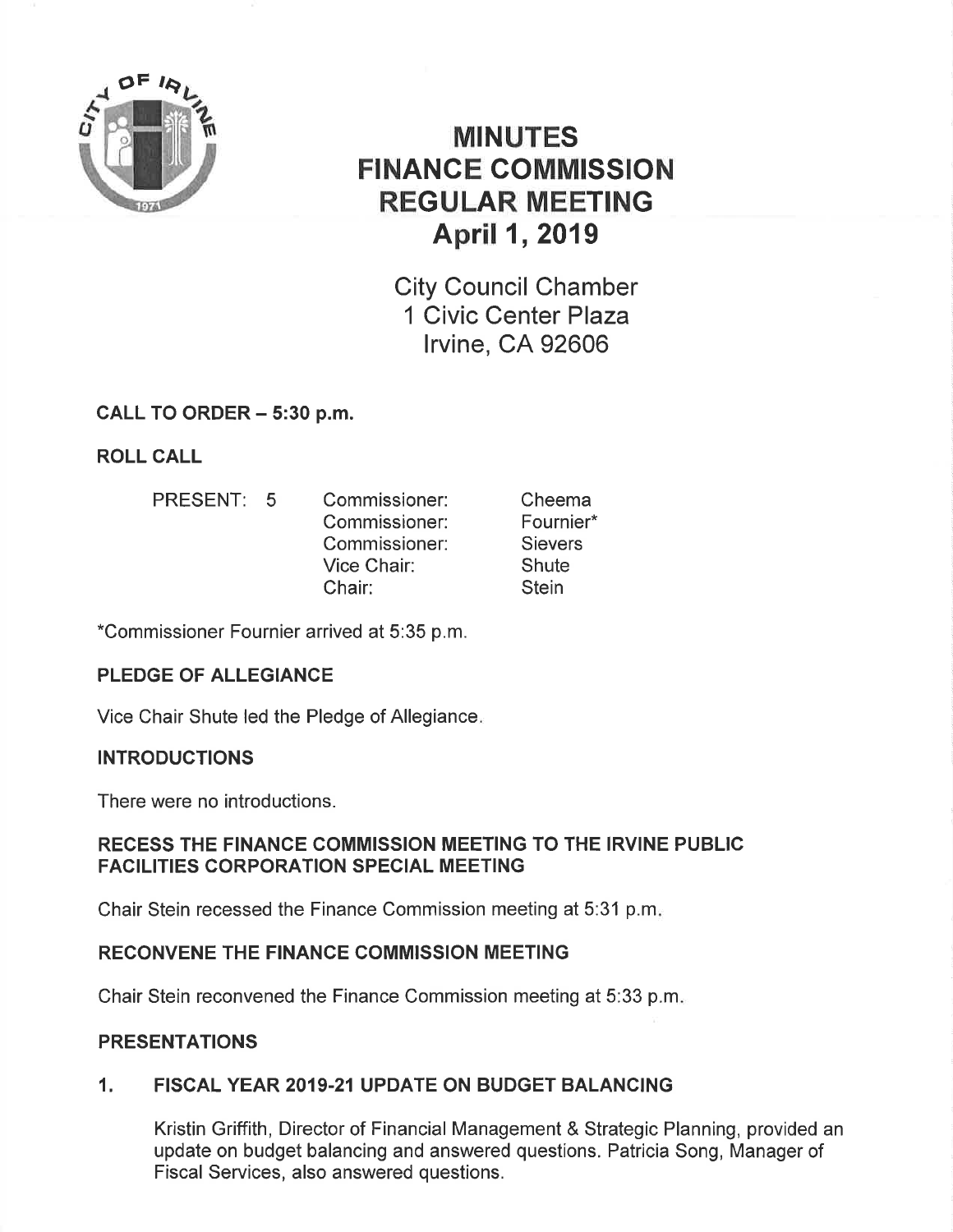# MINUTES
# FINANCE COMMISSION
# REGULAR MEETING
# April 1, 2019

City Council Chamber
1 Civic Center Plaza
Irvine, CA 92606

**CALL TO ORDER – 5:30 p.m.**

**ROLL CALL**

| PRESENT: 5 | | |
|---|---|---|
| | Commissioner: | Cheema |
| | Commissioner: | Fournier* |
| | Commissioner: | Sievers |
| | Vice Chair: | Shute |
| | Chair: | Stein |

*Commissioner Fournier arrived at 5:35 p.m.

**PLEDGE OF ALLEGIANCE**

Vice Chair Shute led the Pledge of Allegiance.

**INTRODUCTIONS**

There were no introductions.

**RECESS THE FINANCE COMMISSION MEETING TO THE IRVINE PUBLIC FACILITIES CORPORATION SPECIAL MEETING**

Chair Stein recessed the Finance Commission meeting at 5:31 p.m.

**RECONVENE THE FINANCE COMMISSION MEETING**

Chair Stein reconvened the Finance Commission meeting at 5:33 p.m.

**PRESENTATIONS**

**1. FISCAL YEAR 2019-21 UPDATE ON BUDGET BALANCING**

Kristin Griffith, Director of Financial Management & Strategic Planning, provided an update on budget balancing and answered questions. Patricia Song, Manager of Fiscal Services, also answered questions.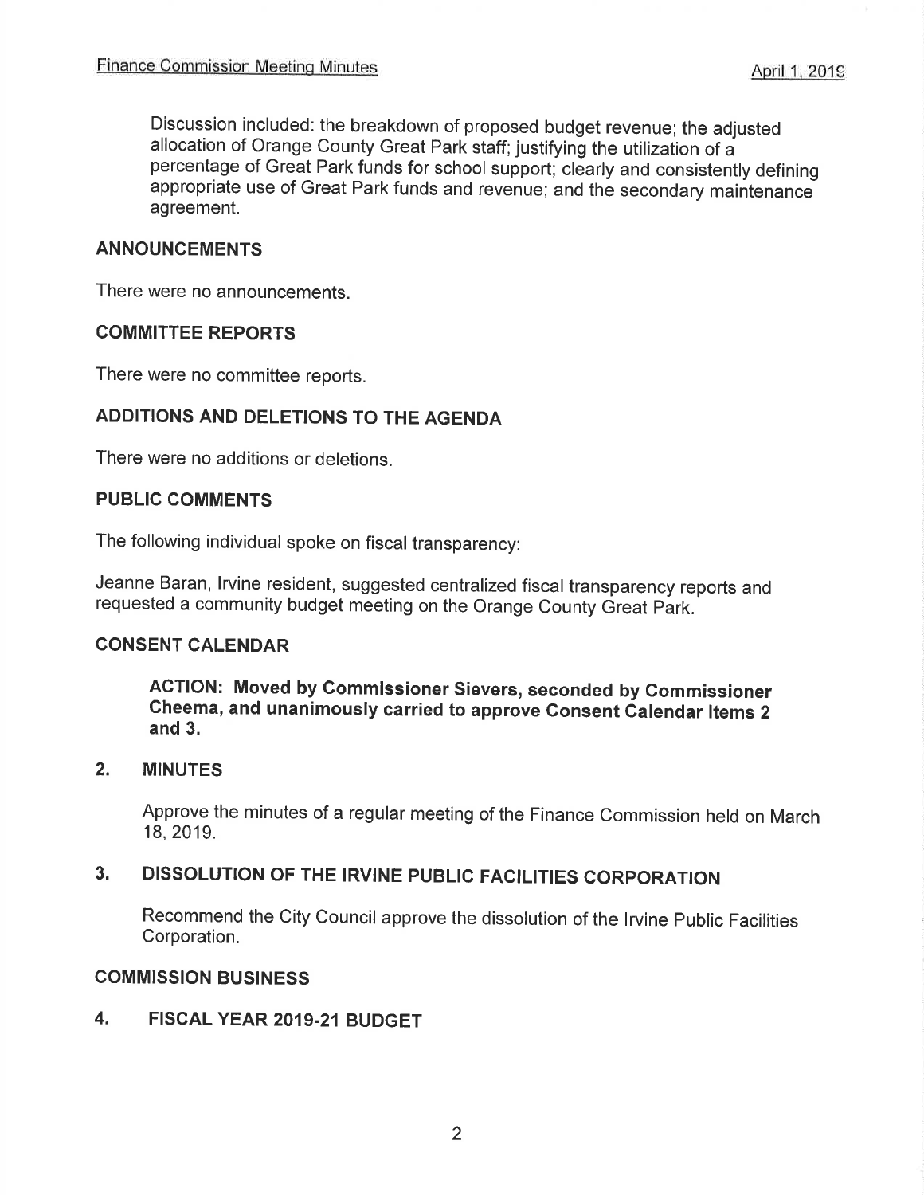Discussion included: the breakdown of proposed budget revenue; the adjusted allocation of Orange County Great Park staff; justifying the utilization of a percentage of Great Park funds for school support; clearly and consistently defining appropriate use of Great Park funds and revenue; and the secondary maintenance agreement.

## ANNOUNCEMENTS

There were no announcements.

## COMMITTEE REPORTS

There were no committee reports.

## ADDITIONS AND DELETIONS TO THE AGENDA

There were no additions or deletions.

## PUBLIC COMMENTS

The following individual spoke on fiscal transparency:

Jeanne Baran, Irvine resident, suggested centralized fiscal transparency reports and requested a community budget meeting on the Orange County Great Park.

## CONSENT CALENDAR

**ACTION: Moved by Commissioner Sievers, seconded by Commissioner Cheema, and unanimously carried to approve Consent Calendar Items 2 and 3.**

### 2. MINUTES

Approve the minutes of a regular meeting of the Finance Commission held on March 18, 2019.

### 3. DISSOLUTION OF THE IRVINE PUBLIC FACILITIES CORPORATION

Recommend the City Council approve the dissolution of the Irvine Public Facilities Corporation.

## COMMISSION BUSINESS

### 4. FISCAL YEAR 2019-21 BUDGET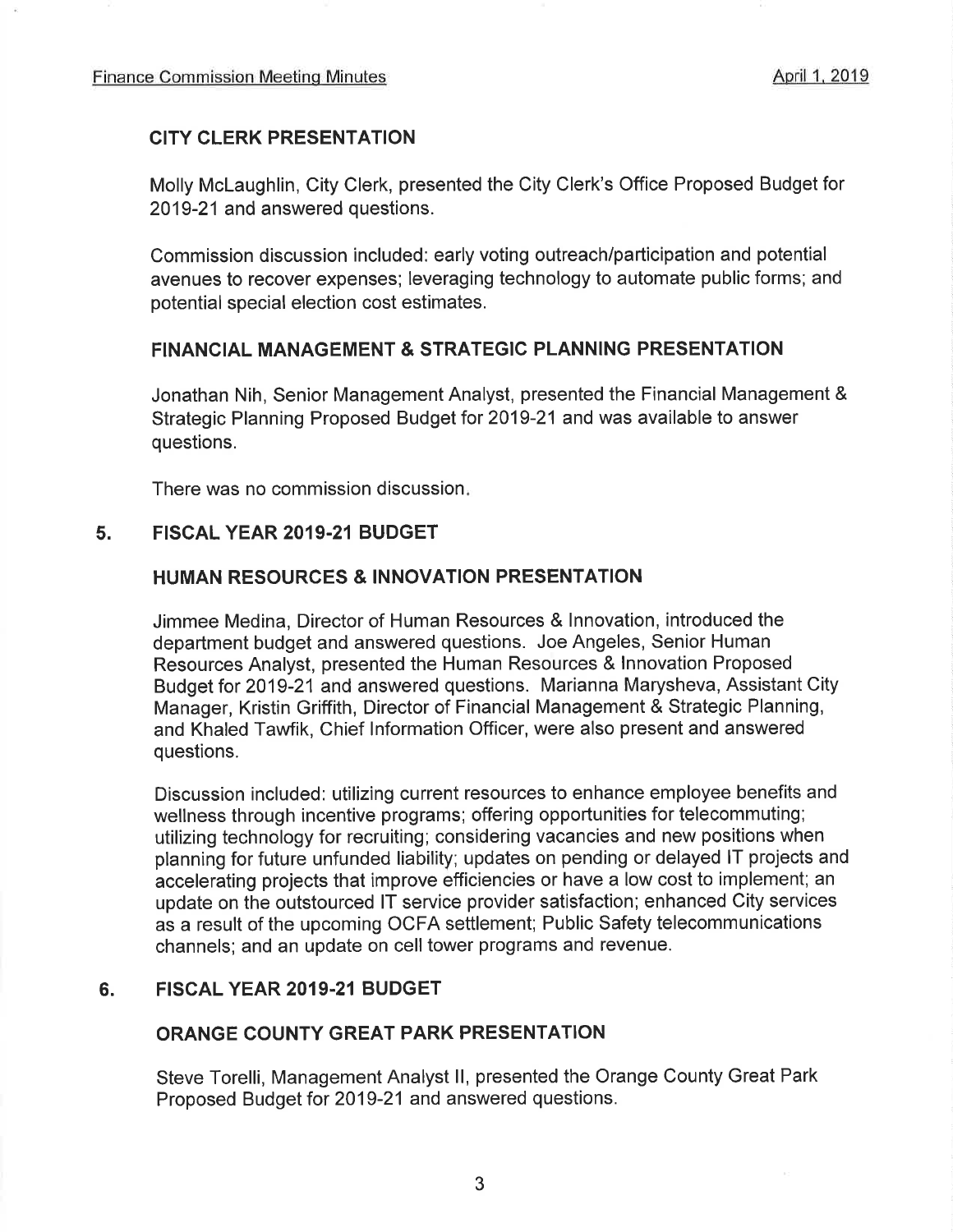### CITY CLERK PRESENTATION

Molly McLaughlin, City Clerk, presented the City Clerk's Office Proposed Budget for 2019-21 and answered questions.

Commission discussion included: early voting outreach/participation and potential avenues to recover expenses; leveraging technology to automate public forms; and potential special election cost estimates.

### FINANCIAL MANAGEMENT & STRATEGIC PLANNING PRESENTATION

Jonathan Nih, Senior Management Analyst, presented the Financial Management & Strategic Planning Proposed Budget for 2019-21 and was available to answer questions.

There was no commission discussion.

## 5. FISCAL YEAR 2019-21 BUDGET

### HUMAN RESOURCES & INNOVATION PRESENTATION

Jimmee Medina, Director of Human Resources & Innovation, introduced the department budget and answered questions. Joe Angeles, Senior Human Resources Analyst, presented the Human Resources & Innovation Proposed Budget for 2019-21 and answered questions. Marianna Marysheva, Assistant City Manager, Kristin Griffith, Director of Financial Management & Strategic Planning, and Khaled Tawfik, Chief Information Officer, were also present and answered questions.

Discussion included: utilizing current resources to enhance employee benefits and wellness through incentive programs; offering opportunities for telecommuting; utilizing technology for recruiting; considering vacancies and new positions when planning for future unfunded liability; updates on pending or delayed IT projects and accelerating projects that improve efficiencies or have a low cost to implement; an update on the outstourced IT service provider satisfaction; enhanced City services as a result of the upcoming OCFA settlement; Public Safety telecommunications channels; and an update on cell tower programs and revenue.

## 6. FISCAL YEAR 2019-21 BUDGET

### ORANGE COUNTY GREAT PARK PRESENTATION

Steve Torelli, Management Analyst II, presented the Orange County Great Park Proposed Budget for 2019-21 and answered questions.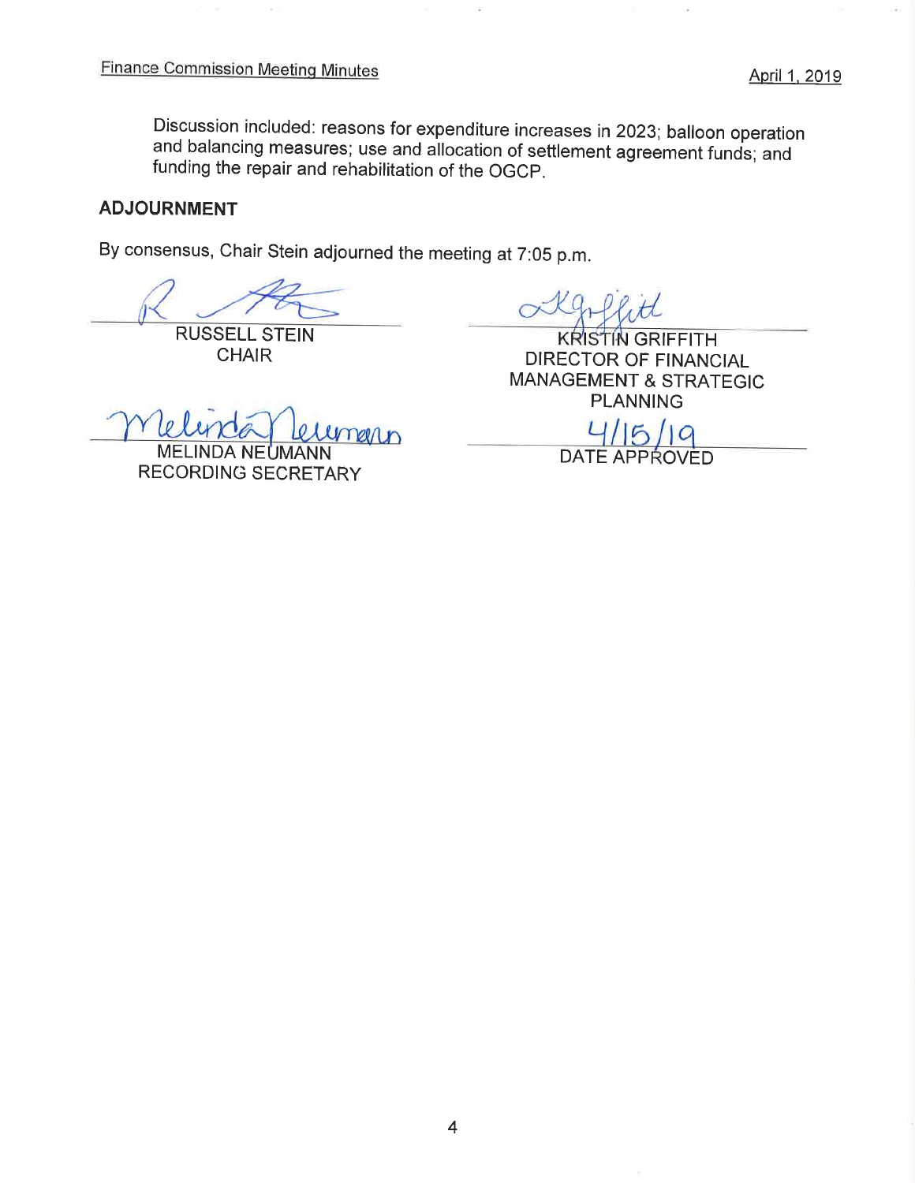Discussion included: reasons for expenditure increases in 2023; balloon operation and balancing measures; use and allocation of settlement agreement funds; and funding the repair and rehabilitation of the OGCP.

## ADJOURNMENT

By consensus, Chair Stein adjourned the meeting at 7:05 p.m.

RUSSELL STEIN
CHAIR

KRISTIN GRIFFITH
DIRECTOR OF FINANCIAL MANAGEMENT & STRATEGIC PLANNING

MELINDA NEUMANN
RECORDING SECRETARY

4/15/19
DATE APPROVED